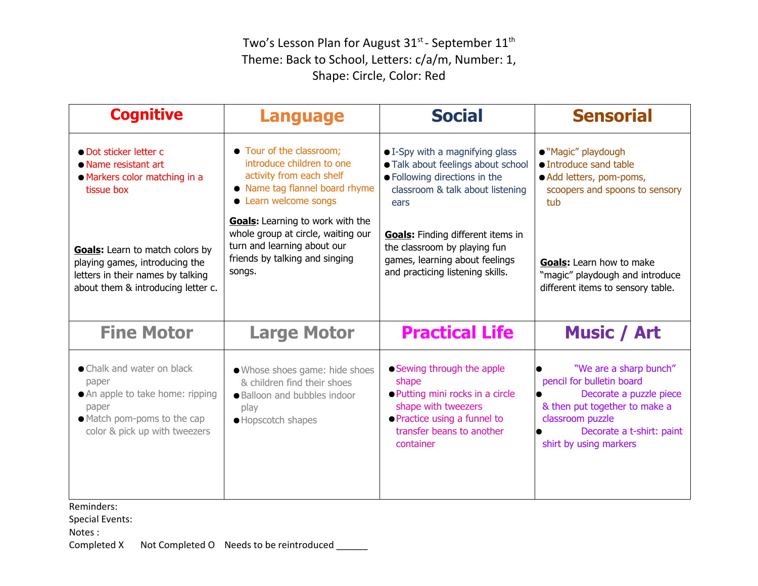# Two's Lesson Plan for August 31st - September 11th

Theme: Back to School, Letters: c/a/m, Number: 1,

Shape: Circle, Color: Red

| Cognitive | Language | Social | Sensorial |
|---|---|---|---|
| ● Dot sticker letter c<br>● Name resistant art<br>● Markers color matching in a tissue box<br><br>**Goals:** Learn to match colors by playing games, introducing the letters in their names by talking about them & introducing letter c. | ● Tour of the classroom; introduce children to one activity from each shelf<br>● Name tag flannel board rhyme<br>● Learn welcome songs<br><br>**Goals:** Learning to work with the whole group at circle, waiting our turn and learning about our friends by talking and singing songs. | ● I-Spy with a magnifying glass<br>● Talk about feelings about school<br>● Following directions in the classroom & talk about listening ears<br><br>**Goals:** Finding different items in the classroom by playing fun games, learning about feelings and practicing listening skills. | ● "Magic" playdough<br>● Introduce sand table<br>● Add letters, pom-poms, scoopers and spoons to sensory tub<br><br>**Goals:** Learn how to make "magic" playdough and introduce different items to sensory table. |
| **Fine Motor** | **Large Motor** | **Practical Life** | **Music / Art** |
| ● Chalk and water on black paper<br>● An apple to take home: ripping paper<br>● Match pom-poms to the cap color & pick up with tweezers | ● Whose shoes game: hide shoes & children find their shoes<br>● Balloon and bubbles indoor play<br>● Hopscotch shapes | ● Sewing through the apple shape<br>● Putting mini rocks in a circle shape with tweezers<br>● Practice using a funnel to transfer beans to another container | ● "We are a sharp bunch" pencil for bulletin board<br>● Decorate a puzzle piece & then put together to make a classroom puzzle<br>● Decorate a t-shirt: paint shirt by using markers |

Reminders:

Special Events:

Notes :

Completed X    Not Completed O    Needs to be reintroduced ______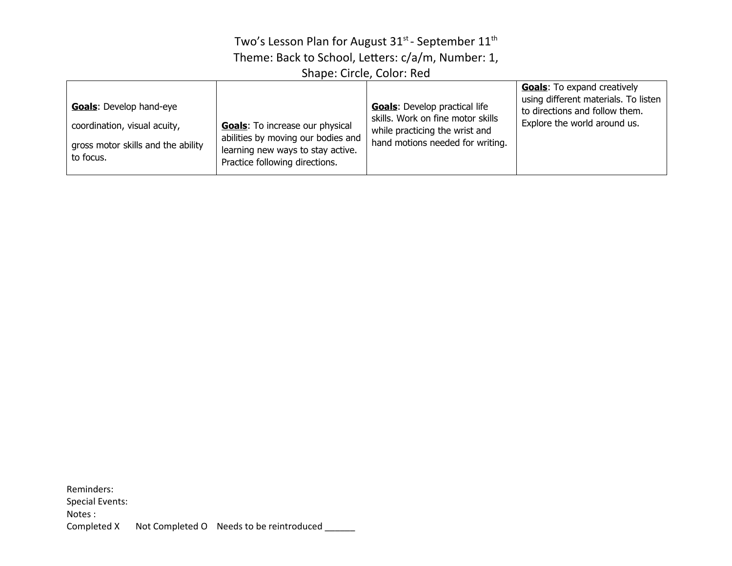Two's Lesson Plan for August 31st - September 11th
Theme: Back to School, Letters: c/a/m, Number: 1,
Shape: Circle, Color: Red

| | | | |
|---|---|---|---|
| **Goals**: Develop hand-eye coordination, visual acuity, gross motor skills and the ability to focus. | **Goals**: To increase our physical abilities by moving our bodies and learning new ways to stay active. Practice following directions. | **Goals**: Develop practical life skills. Work on fine motor skills while practicing the wrist and hand motions needed for writing. | **Goals**: To expand creatively using different materials. To listen to directions and follow them. Explore the world around us. |

Reminders:
Special Events:
Notes :
Completed X Not Completed O Needs to be reintroduced ______